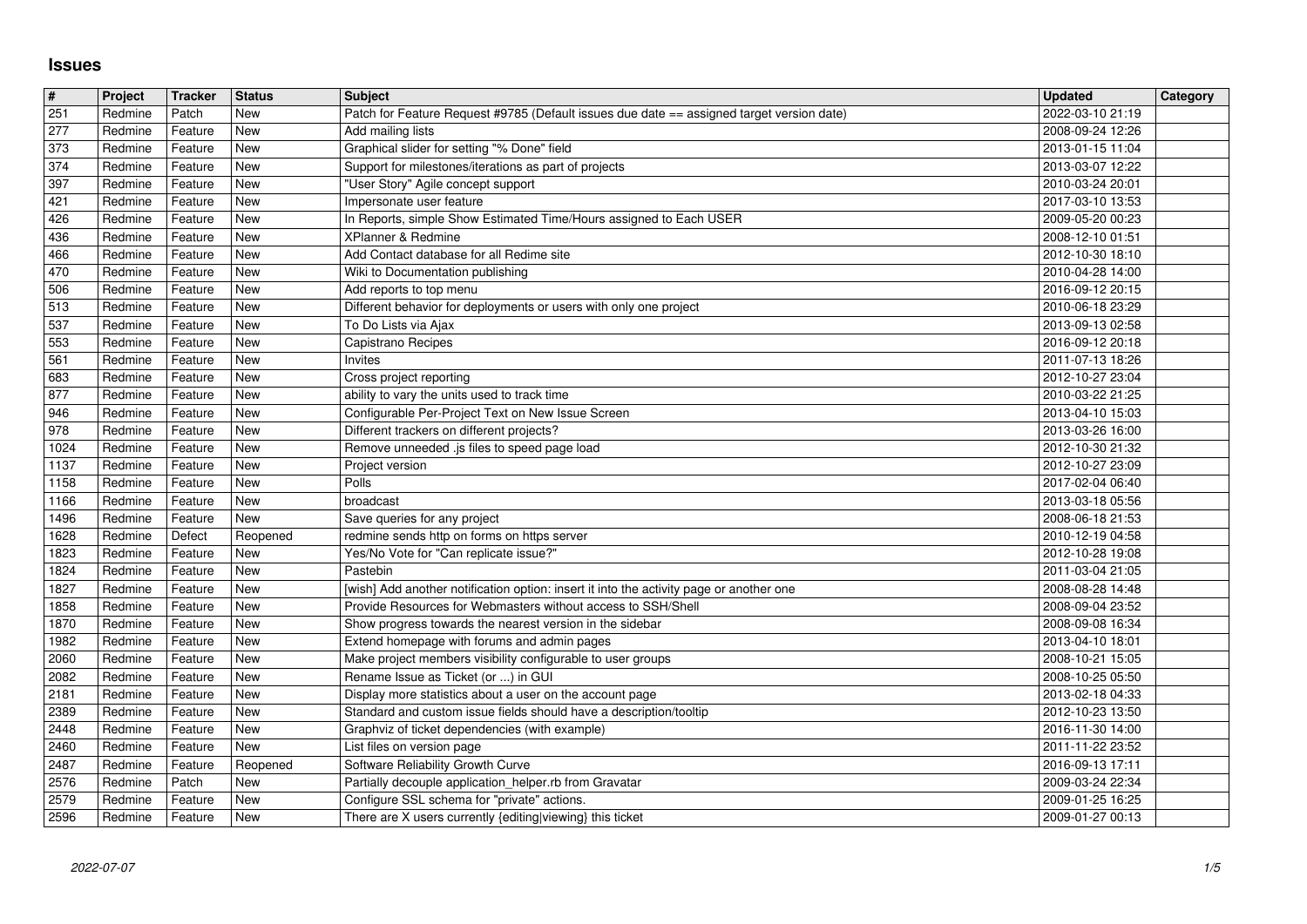# Issues

| # | Project | Tracker | Status | Subject | Updated | Category |
|---|---|---|---|---|---|---|
| 251 | Redmine | Patch | New | Patch for Feature Request #9785 (Default issues due date == assigned target version date) | 2022-03-10 21:19 | |
| 277 | Redmine | Feature | New | Add mailing lists | 2008-09-24 12:26 | |
| 373 | Redmine | Feature | New | Graphical slider for setting "% Done" field | 2013-01-15 11:04 | |
| 374 | Redmine | Feature | New | Support for milestones/iterations as part of projects | 2013-03-07 12:22 | |
| 397 | Redmine | Feature | New | "User Story" Agile concept support | 2010-03-24 20:01 | |
| 421 | Redmine | Feature | New | Impersonate user feature | 2017-03-10 13:53 | |
| 426 | Redmine | Feature | New | In Reports, simple Show Estimated Time/Hours assigned to Each USER | 2009-05-20 00:23 | |
| 436 | Redmine | Feature | New | XPlanner & Redmine | 2008-12-10 01:51 | |
| 466 | Redmine | Feature | New | Add Contact database for all Redime site | 2012-10-30 18:10 | |
| 470 | Redmine | Feature | New | Wiki to Documentation publishing | 2010-04-28 14:00 | |
| 506 | Redmine | Feature | New | Add reports to top menu | 2016-09-12 20:15 | |
| 513 | Redmine | Feature | New | Different behavior for deployments or users with only one project | 2010-06-18 23:29 | |
| 537 | Redmine | Feature | New | To Do Lists via Ajax | 2013-09-13 02:58 | |
| 553 | Redmine | Feature | New | Capistrano Recipes | 2016-09-12 20:18 | |
| 561 | Redmine | Feature | New | Invites | 2011-07-13 18:26 | |
| 683 | Redmine | Feature | New | Cross project reporting | 2012-10-27 23:04 | |
| 877 | Redmine | Feature | New | ability to vary the units used to track time | 2010-03-22 21:25 | |
| 946 | Redmine | Feature | New | Configurable Per-Project Text on New Issue Screen | 2013-04-10 15:03 | |
| 978 | Redmine | Feature | New | Different trackers on different projects? | 2013-03-26 16:00 | |
| 1024 | Redmine | Feature | New | Remove unneeded .js files to speed page load | 2012-10-30 21:32 | |
| 1137 | Redmine | Feature | New | Project version | 2012-10-27 23:09 | |
| 1158 | Redmine | Feature | New | Polls | 2017-02-04 06:40 | |
| 1166 | Redmine | Feature | New | broadcast | 2013-03-18 05:56 | |
| 1496 | Redmine | Feature | New | Save queries for any project | 2008-06-18 21:53 | |
| 1628 | Redmine | Defect | Reopened | redmine sends http on forms on https server | 2010-12-19 04:58 | |
| 1823 | Redmine | Feature | New | Yes/No Vote for "Can replicate issue?" | 2012-10-28 19:08 | |
| 1824 | Redmine | Feature | New | Pastebin | 2011-03-04 21:05 | |
| 1827 | Redmine | Feature | New | [wish] Add another notification option: insert it into the activity page or another one | 2008-08-28 14:48 | |
| 1858 | Redmine | Feature | New | Provide Resources for Webmasters without access to SSH/Shell | 2008-09-04 23:52 | |
| 1870 | Redmine | Feature | New | Show progress towards the nearest version in the sidebar | 2008-09-08 16:34 | |
| 1982 | Redmine | Feature | New | Extend homepage with forums and admin pages | 2013-04-10 18:01 | |
| 2060 | Redmine | Feature | New | Make project members visibility configurable to user groups | 2008-10-21 15:05 | |
| 2082 | Redmine | Feature | New | Rename Issue as Ticket (or ...) in GUI | 2008-10-25 05:50 | |
| 2181 | Redmine | Feature | New | Display more statistics about a user on the account page | 2013-02-18 04:33 | |
| 2389 | Redmine | Feature | New | Standard and custom issue fields should have a description/tooltip | 2012-10-23 13:50 | |
| 2448 | Redmine | Feature | New | Graphviz of ticket dependencies (with example) | 2016-11-30 14:00 | |
| 2460 | Redmine | Feature | New | List files on version page | 2011-11-22 23:52 | |
| 2487 | Redmine | Feature | Reopened | Software Reliability Growth Curve | 2016-09-13 17:11 | |
| 2576 | Redmine | Patch | New | Partially decouple application_helper.rb from Gravatar | 2009-03-24 22:34 | |
| 2579 | Redmine | Feature | New | Configure SSL schema for "private" actions. | 2009-01-25 16:25 | |
| 2596 | Redmine | Feature | New | There are X users currently {editing\|viewing} this ticket | 2009-01-27 00:13 | |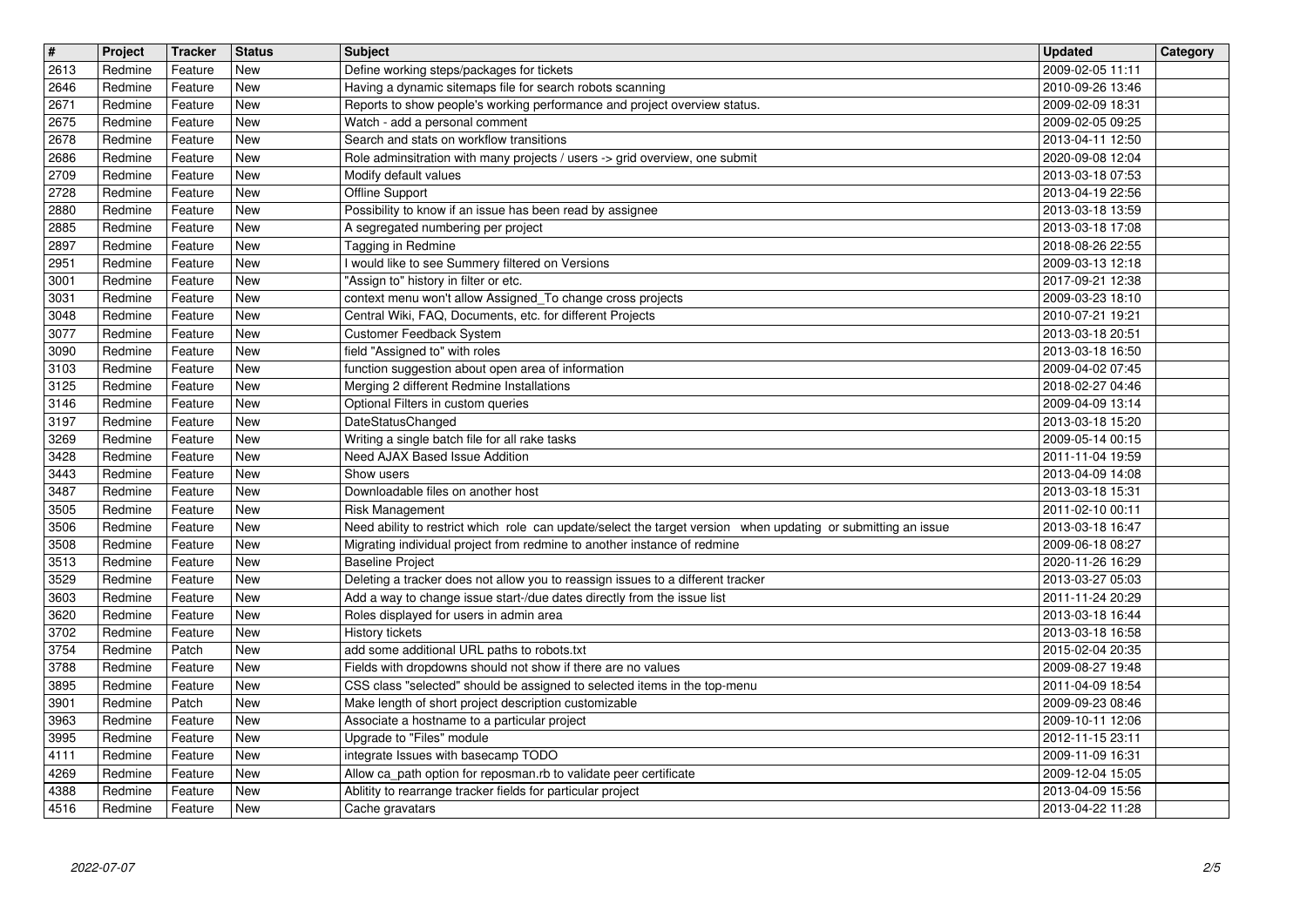| # | Project | Tracker | Status | Subject | Updated | Category |
| --- | --- | --- | --- | --- | --- | --- |
| 2613 | Redmine | Feature | New | Define working steps/packages for tickets | 2009-02-05 11:11 | |
| 2646 | Redmine | Feature | New | Having a dynamic sitemaps file for search robots scanning | 2010-09-26 13:46 | |
| 2671 | Redmine | Feature | New | Reports to show people's working performance and project overview status. | 2009-02-09 18:31 | |
| 2675 | Redmine | Feature | New | Watch - add a personal comment | 2009-02-05 09:25 | |
| 2678 | Redmine | Feature | New | Search and stats on workflow transitions | 2013-04-11 12:50 | |
| 2686 | Redmine | Feature | New | Role adminsitration with many projects / users -> grid overview, one submit | 2020-09-08 12:04 | |
| 2709 | Redmine | Feature | New | Modify default values | 2013-03-18 07:53 | |
| 2728 | Redmine | Feature | New | Offline Support | 2013-04-19 22:56 | |
| 2880 | Redmine | Feature | New | Possibility to know if an issue has been read by assignee | 2013-03-18 13:59 | |
| 2885 | Redmine | Feature | New | A segregated numbering per project | 2013-03-18 17:08 | |
| 2897 | Redmine | Feature | New | Tagging in Redmine | 2018-08-26 22:55 | |
| 2951 | Redmine | Feature | New | I would like to see Summery filtered on Versions | 2009-03-13 12:18 | |
| 3001 | Redmine | Feature | New | "Assign to" history in filter or etc. | 2017-09-21 12:38 | |
| 3031 | Redmine | Feature | New | context menu won't allow Assigned_To change cross projects | 2009-03-23 18:10 | |
| 3048 | Redmine | Feature | New | Central Wiki, FAQ, Documents, etc. for different Projects | 2010-07-21 19:21 | |
| 3077 | Redmine | Feature | New | Customer Feedback System | 2013-03-18 20:51 | |
| 3090 | Redmine | Feature | New | field "Assigned to" with roles | 2013-03-18 16:50 | |
| 3103 | Redmine | Feature | New | function suggestion about open area of information | 2009-04-02 07:45 | |
| 3125 | Redmine | Feature | New | Merging 2 different Redmine Installations | 2018-02-27 04:46 | |
| 3146 | Redmine | Feature | New | Optional Filters in custom queries | 2009-04-09 13:14 | |
| 3197 | Redmine | Feature | New | DateStatusChanged | 2013-03-18 15:20 | |
| 3269 | Redmine | Feature | New | Writing a single batch file for all rake tasks | 2009-05-14 00:15 | |
| 3428 | Redmine | Feature | New | Need AJAX Based Issue Addition | 2011-11-04 19:59 | |
| 3443 | Redmine | Feature | New | Show users | 2013-04-09 14:08 | |
| 3487 | Redmine | Feature | New | Downloadable files on another host | 2013-03-18 15:31 | |
| 3505 | Redmine | Feature | New | Risk Management | 2011-02-10 00:11 | |
| 3506 | Redmine | Feature | New | Need ability to restrict which role can update/select the target version when updating or submitting an issue | 2013-03-18 16:47 | |
| 3508 | Redmine | Feature | New | Migrating individual project from redmine to another instance of redmine | 2009-06-18 08:27 | |
| 3513 | Redmine | Feature | New | Baseline Project | 2020-11-26 16:29 | |
| 3529 | Redmine | Feature | New | Deleting a tracker does not allow you to reassign issues to a different tracker | 2013-03-27 05:03 | |
| 3603 | Redmine | Feature | New | Add a way to change issue start-/due dates directly from the issue list | 2011-11-24 20:29 | |
| 3620 | Redmine | Feature | New | Roles displayed for users in admin area | 2013-03-18 16:44 | |
| 3702 | Redmine | Feature | New | History tickets | 2013-03-18 16:58 | |
| 3754 | Redmine | Patch | New | add some additional URL paths to robots.txt | 2015-02-04 20:35 | |
| 3788 | Redmine | Feature | New | Fields with dropdowns should not show if there are no values | 2009-08-27 19:48 | |
| 3895 | Redmine | Feature | New | CSS class "selected" should be assigned to selected items in the top-menu | 2011-04-09 18:54 | |
| 3901 | Redmine | Patch | New | Make length of short project description customizable | 2009-09-23 08:46 | |
| 3963 | Redmine | Feature | New | Associate a hostname to a particular project | 2009-10-11 12:06 | |
| 3995 | Redmine | Feature | New | Upgrade to "Files" module | 2012-11-15 23:11 | |
| 4111 | Redmine | Feature | New | integrate Issues with basecamp TODO | 2009-11-09 16:31 | |
| 4269 | Redmine | Feature | New | Allow ca_path option for reposman.rb to validate peer certificate | 2009-12-04 15:05 | |
| 4388 | Redmine | Feature | New | Ablitity to rearrange tracker fields for particular project | 2013-04-09 15:56 | |
| 4516 | Redmine | Feature | New | Cache gravatars | 2013-04-22 11:28 | |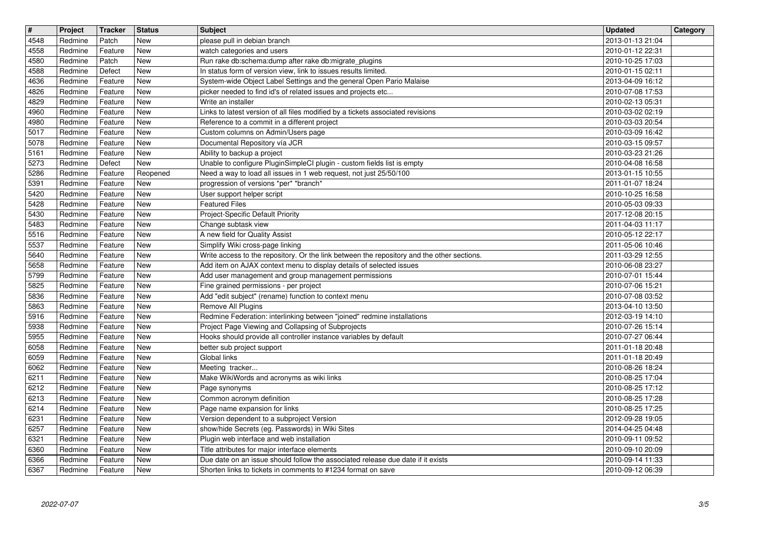| # | Project | Tracker | Status | Subject | Updated | Category |
|---|---|---|---|---|---|---|
| 4548 | Redmine | Patch | New | please pull in debian branch | 2013-01-13 21:04 | |
| 4558 | Redmine | Feature | New | watch categories and users | 2010-01-12 22:31 | |
| 4580 | Redmine | Patch | New | Run rake db:schema:dump after rake db:migrate_plugins | 2010-10-25 17:03 | |
| 4588 | Redmine | Defect | New | In status form of version view, link to issues results limited. | 2010-01-15 02:11 | |
| 4636 | Redmine | Feature | New | System-wide Object Label Settings and the general Open Pario Malaise | 2013-04-09 16:12 | |
| 4826 | Redmine | Feature | New | picker needed to find id's of related issues and projects etc... | 2010-07-08 17:53 | |
| 4829 | Redmine | Feature | New | Write an installer | 2010-02-13 05:31 | |
| 4960 | Redmine | Feature | New | Links to latest version of all files modified by a tickets associated revisions | 2010-03-02 02:19 | |
| 4980 | Redmine | Feature | New | Reference to a commit in a different project | 2010-03-03 20:54 | |
| 5017 | Redmine | Feature | New | Custom columns on Admin/Users page | 2010-03-09 16:42 | |
| 5078 | Redmine | Feature | New | Documental Repository vía JCR | 2010-03-15 09:57 | |
| 5161 | Redmine | Feature | New | Ability to backup a project | 2010-03-23 21:26 | |
| 5273 | Redmine | Defect | New | Unable to configure PluginSimpleCI plugin - custom fields list is empty | 2010-04-08 16:58 | |
| 5286 | Redmine | Feature | Reopened | Need a way to load all issues in 1 web request, not just 25/50/100 | 2013-01-15 10:55 | |
| 5391 | Redmine | Feature | New | progression of versions *per* *branch* | 2011-01-07 18:24 | |
| 5420 | Redmine | Feature | New | User support helper script | 2010-10-25 16:58 | |
| 5428 | Redmine | Feature | New | Featured Files | 2010-05-03 09:33 | |
| 5430 | Redmine | Feature | New | Project-Specific Default Priority | 2017-12-08 20:15 | |
| 5483 | Redmine | Feature | New | Change subtask view | 2011-04-03 11:17 | |
| 5516 | Redmine | Feature | New | A new field for Quality Assist | 2010-05-12 22:17 | |
| 5537 | Redmine | Feature | New | Simplify Wiki cross-page linking | 2011-05-06 10:46 | |
| 5640 | Redmine | Feature | New | Write access to the repository. Or the link between the repository and the other sections. | 2011-03-29 12:55 | |
| 5658 | Redmine | Feature | New | Add item on AJAX context menu to display details of selected issues | 2010-06-08 23:27 | |
| 5799 | Redmine | Feature | New | Add user management and group management permissions | 2010-07-01 15:44 | |
| 5825 | Redmine | Feature | New | Fine grained permissions - per project | 2010-07-06 15:21 | |
| 5836 | Redmine | Feature | New | Add "edit subject" (rename) function to context menu | 2010-07-08 03:52 | |
| 5863 | Redmine | Feature | New | Remove All Plugins | 2013-04-10 13:50 | |
| 5916 | Redmine | Feature | New | Redmine Federation: interlinking between "joined" redmine installations | 2012-03-19 14:10 | |
| 5938 | Redmine | Feature | New | Project Page Viewing and Collapsing of Subprojects | 2010-07-26 15:14 | |
| 5955 | Redmine | Feature | New | Hooks should provide all controller instance variables by default | 2010-07-27 06:44 | |
| 6058 | Redmine | Feature | New | better sub project support | 2011-01-18 20:48 | |
| 6059 | Redmine | Feature | New | Global links | 2011-01-18 20:49 | |
| 6062 | Redmine | Feature | New | Meeting tracker... | 2010-08-26 18:24 | |
| 6211 | Redmine | Feature | New | Make WikiWords and acronyms as wiki links | 2010-08-25 17:04 | |
| 6212 | Redmine | Feature | New | Page synonyms | 2010-08-25 17:12 | |
| 6213 | Redmine | Feature | New | Common acronym definition | 2010-08-25 17:28 | |
| 6214 | Redmine | Feature | New | Page name expansion for links | 2010-08-25 17:25 | |
| 6231 | Redmine | Feature | New | Version dependent to a subproject Version | 2012-09-28 19:05 | |
| 6257 | Redmine | Feature | New | show/hide Secrets (eg. Passwords) in Wiki Sites | 2014-04-25 04:48 | |
| 6321 | Redmine | Feature | New | Plugin web interface and web installation | 2010-09-11 09:52 | |
| 6360 | Redmine | Feature | New | Title attributes for major interface elements | 2010-09-10 20:09 | |
| 6366 | Redmine | Feature | New | Due date on an issue should follow the associated release due date if it exists | 2010-09-14 11:33 | |
| 6367 | Redmine | Feature | New | Shorten links to tickets in comments to #1234 format on save | 2010-09-12 06:39 | |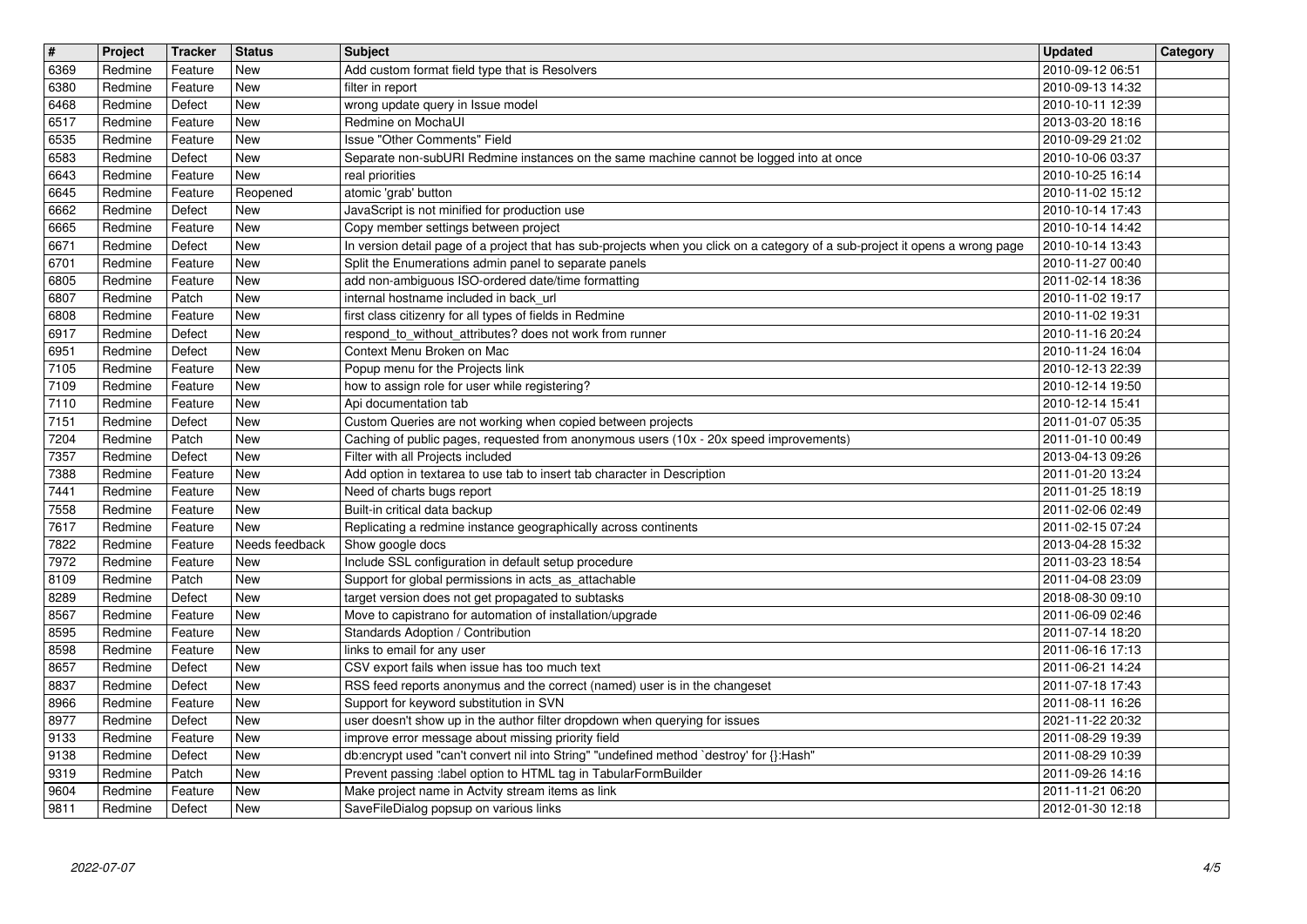| # | Project | Tracker | Status | Subject | Updated | Category |
|---|---|---|---|---|---|---|
| 6369 | Redmine | Feature | New | Add custom format field type that is Resolvers | 2010-09-12 06:51 | |
| 6380 | Redmine | Feature | New | filter in report | 2010-09-13 14:32 | |
| 6468 | Redmine | Defect | New | wrong update query in Issue model | 2010-10-11 12:39 | |
| 6517 | Redmine | Feature | New | Redmine on MochaUI | 2013-03-20 18:16 | |
| 6535 | Redmine | Feature | New | Issue "Other Comments" Field | 2010-09-29 21:02 | |
| 6583 | Redmine | Defect | New | Separate non-subURI Redmine instances on the same machine cannot be logged into at once | 2010-10-06 03:37 | |
| 6643 | Redmine | Feature | New | real priorities | 2010-10-25 16:14 | |
| 6645 | Redmine | Feature | Reopened | atomic 'grab' button | 2010-11-02 15:12 | |
| 6662 | Redmine | Defect | New | JavaScript is not minified for production use | 2010-10-14 17:43 | |
| 6665 | Redmine | Feature | New | Copy member settings between project | 2010-10-14 14:42 | |
| 6671 | Redmine | Defect | New | In version detail page of a project that has sub-projects when you click on a category of a sub-project it opens a wrong page | 2010-10-14 13:43 | |
| 6701 | Redmine | Feature | New | Split the Enumerations admin panel to separate panels | 2010-11-27 00:40 | |
| 6805 | Redmine | Feature | New | add non-ambiguous ISO-ordered date/time formatting | 2011-02-14 18:36 | |
| 6807 | Redmine | Patch | New | internal hostname included in back_url | 2010-11-02 19:17 | |
| 6808 | Redmine | Feature | New | first class citizenry for all types of fields in Redmine | 2010-11-02 19:31 | |
| 6917 | Redmine | Defect | New | respond_to_without_attributes? does not work from runner | 2010-11-16 20:24 | |
| 6951 | Redmine | Defect | New | Context Menu Broken on Mac | 2010-11-24 16:04 | |
| 7105 | Redmine | Feature | New | Popup menu for the Projects link | 2010-12-13 22:39 | |
| 7109 | Redmine | Feature | New | how to assign role for user while registering? | 2010-12-14 19:50 | |
| 7110 | Redmine | Feature | New | Api documentation tab | 2010-12-14 15:41 | |
| 7151 | Redmine | Defect | New | Custom Queries are not working when copied between projects | 2011-01-07 05:35 | |
| 7204 | Redmine | Patch | New | Caching of public pages, requested from anonymous users (10x - 20x speed improvements) | 2011-01-10 00:49 | |
| 7357 | Redmine | Defect | New | Filter with all Projects included | 2013-04-13 09:26 | |
| 7388 | Redmine | Feature | New | Add option in textarea to use tab to insert tab character in Description | 2011-01-20 13:24 | |
| 7441 | Redmine | Feature | New | Need of charts bugs report | 2011-01-25 18:19 | |
| 7558 | Redmine | Feature | New | Built-in critical data backup | 2011-02-06 02:49 | |
| 7617 | Redmine | Feature | New | Replicating a redmine instance geographically across continents | 2011-02-15 07:24 | |
| 7822 | Redmine | Feature | Needs feedback | Show google docs | 2013-04-28 15:32 | |
| 7972 | Redmine | Feature | New | Include SSL configuration in default setup procedure | 2011-03-23 18:54 | |
| 8109 | Redmine | Patch | New | Support for global permissions in acts_as_attachable | 2011-04-08 23:09 | |
| 8289 | Redmine | Defect | New | target version does not get propagated to subtasks | 2018-08-30 09:10 | |
| 8567 | Redmine | Feature | New | Move to capistrano for automation of installation/upgrade | 2011-06-09 02:46 | |
| 8595 | Redmine | Feature | New | Standards Adoption / Contribution | 2011-07-14 18:20 | |
| 8598 | Redmine | Feature | New | links to email for any user | 2011-06-16 17:13 | |
| 8657 | Redmine | Defect | New | CSV export fails when issue has too much text | 2011-06-21 14:24 | |
| 8837 | Redmine | Defect | New | RSS feed reports anonymus and the correct (named) user is in the changeset | 2011-07-18 17:43 | |
| 8966 | Redmine | Feature | New | Support for keyword substitution in SVN | 2011-08-11 16:26 | |
| 8977 | Redmine | Defect | New | user doesn't show up in the author filter dropdown when querying for issues | 2021-11-22 20:32 | |
| 9133 | Redmine | Feature | New | improve error message about missing priority field | 2011-08-29 19:39 | |
| 9138 | Redmine | Defect | New | db:encrypt used "can't convert nil into String" "undefined method `destroy' for {}:Hash" | 2011-08-29 10:39 | |
| 9319 | Redmine | Patch | New | Prevent passing :label option to HTML tag in TabularFormBuilder | 2011-09-26 14:16 | |
| 9604 | Redmine | Feature | New | Make project name in Actvity stream items as link | 2011-11-21 06:20 | |
| 9811 | Redmine | Defect | New | SaveFileDialog popsup on various links | 2012-01-30 12:18 | |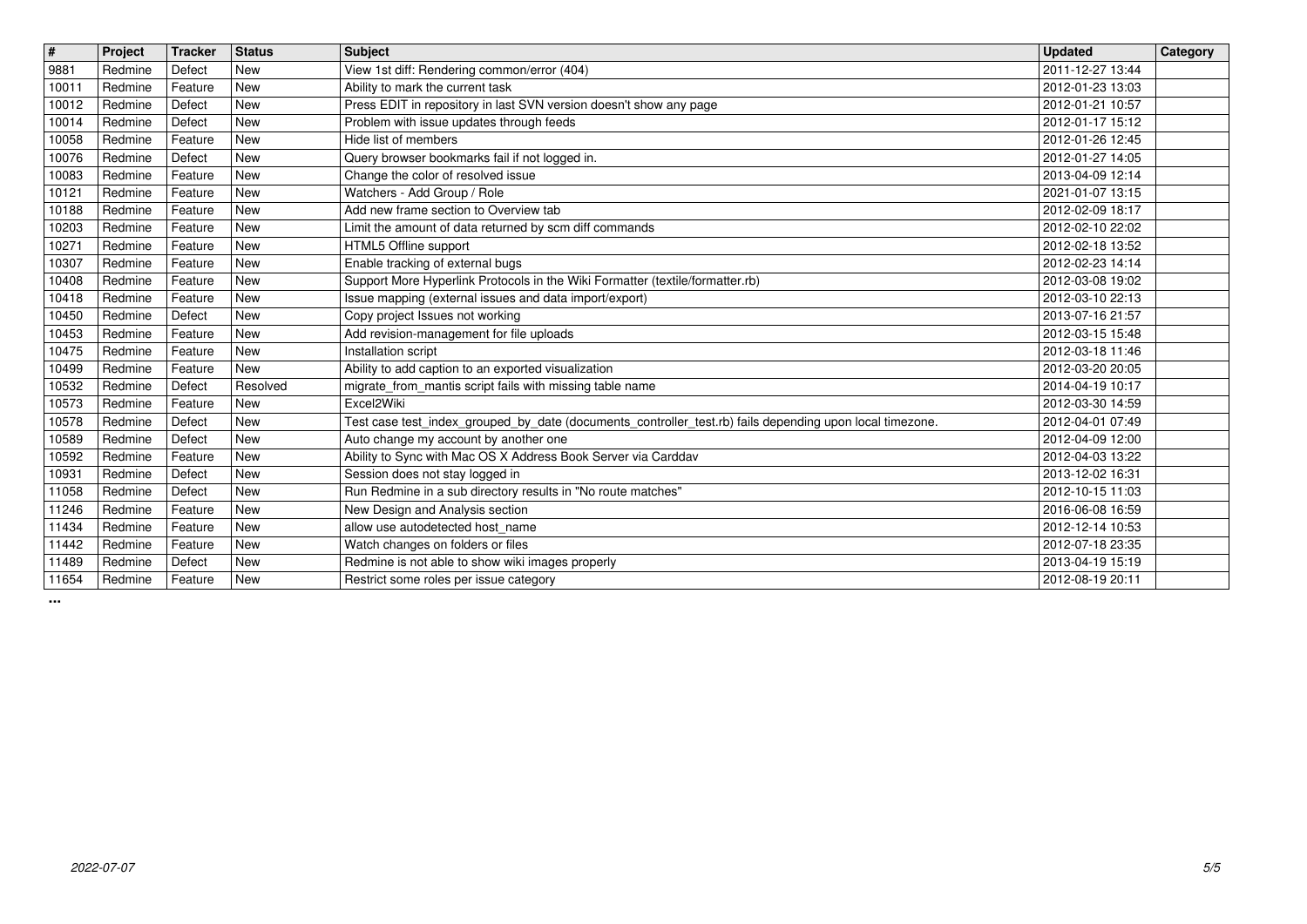| # | Project | Tracker | Status | Subject | Updated | Category |
| --- | --- | --- | --- | --- | --- | --- |
| 9881 | Redmine | Defect | New | View 1st diff: Rendering common/error (404) | 2011-12-27 13:44 | |
| 10011 | Redmine | Feature | New | Ability to mark the current task | 2012-01-23 13:03 | |
| 10012 | Redmine | Defect | New | Press EDIT in repository in last SVN version doesn't show any page | 2012-01-21 10:57 | |
| 10014 | Redmine | Defect | New | Problem with issue updates through feeds | 2012-01-17 15:12 | |
| 10058 | Redmine | Feature | New | Hide list of members | 2012-01-26 12:45 | |
| 10076 | Redmine | Defect | New | Query browser bookmarks fail if not logged in. | 2012-01-27 14:05 | |
| 10083 | Redmine | Feature | New | Change the color of resolved issue | 2013-04-09 12:14 | |
| 10121 | Redmine | Feature | New | Watchers - Add Group / Role | 2021-01-07 13:15 | |
| 10188 | Redmine | Feature | New | Add new frame section to Overview tab | 2012-02-09 18:17 | |
| 10203 | Redmine | Feature | New | Limit the amount of data returned by scm diff commands | 2012-02-10 22:02 | |
| 10271 | Redmine | Feature | New | HTML5 Offline support | 2012-02-18 13:52 | |
| 10307 | Redmine | Feature | New | Enable tracking of external bugs | 2012-02-23 14:14 | |
| 10408 | Redmine | Feature | New | Support More Hyperlink Protocols in the Wiki Formatter (textile/formatter.rb) | 2012-03-08 19:02 | |
| 10418 | Redmine | Feature | New | Issue mapping (external issues and data import/export) | 2012-03-10 22:13 | |
| 10450 | Redmine | Defect | New | Copy project Issues not working | 2013-07-16 21:57 | |
| 10453 | Redmine | Feature | New | Add revision-management for file uploads | 2012-03-15 15:48 | |
| 10475 | Redmine | Feature | New | Installation script | 2012-03-18 11:46 | |
| 10499 | Redmine | Feature | New | Ability to add caption to an exported visualization | 2012-03-20 20:05 | |
| 10532 | Redmine | Defect | Resolved | migrate_from_mantis script fails with missing table name | 2014-04-19 10:17 | |
| 10573 | Redmine | Feature | New | Excel2Wiki | 2012-03-30 14:59 | |
| 10578 | Redmine | Defect | New | Test case test_index_grouped_by_date (documents_controller_test.rb) fails depending upon local timezone. | 2012-04-01 07:49 | |
| 10589 | Redmine | Defect | New | Auto change my account by another one | 2012-04-09 12:00 | |
| 10592 | Redmine | Feature | New | Ability to Sync with Mac OS X Address Book Server via Carddav | 2012-04-03 13:22 | |
| 10931 | Redmine | Defect | New | Session does not stay logged in | 2013-12-02 16:31 | |
| 11058 | Redmine | Defect | New | Run Redmine in a sub directory results in "No route matches" | 2012-10-15 11:03 | |
| 11246 | Redmine | Feature | New | New Design and Analysis section | 2016-06-08 16:59 | |
| 11434 | Redmine | Feature | New | allow use autodetected host_name | 2012-12-14 10:53 | |
| 11442 | Redmine | Feature | New | Watch changes on folders or files | 2012-07-18 23:35 | |
| 11489 | Redmine | Defect | New | Redmine is not able to show wiki images properly | 2013-04-19 15:19 | |
| 11654 | Redmine | Feature | New | Restrict some roles per issue category | 2012-08-19 20:11 | |

...